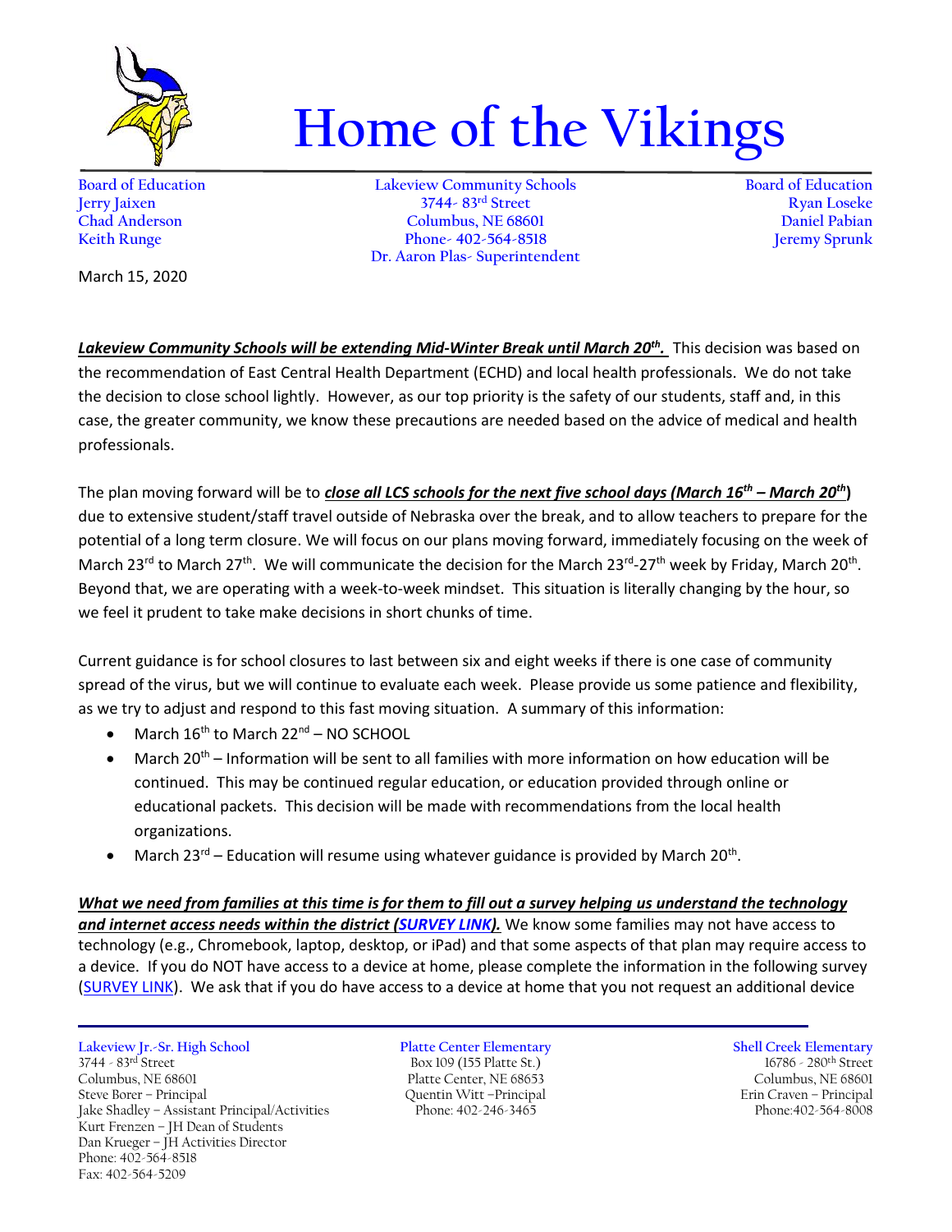# Home of the Vikings

Board of Education
Jerry Jaixen
Chad Anderson
Keith Runge

Lakeview Community Schools
3744- 83rd Street
Columbus, NE 68601
Phone- 402-564-8518
Dr. Aaron Plas- Superintendent

Board of Education
Ryan Loseke
Daniel Pabian
Jeremy Sprunk

March 15, 2020

***Lakeview Community Schools will be extending Mid-Winter Break until March 20th.*** This decision was based on the recommendation of East Central Health Department (ECHD) and local health professionals. We do not take the decision to close school lightly. However, as our top priority is the safety of our students, staff and, in this case, the greater community, we know these precautions are needed based on the advice of medical and health professionals.

The plan moving forward will be to ***close all LCS schools for the next five school days (March 16th – March 20th)*** due to extensive student/staff travel outside of Nebraska over the break, and to allow teachers to prepare for the potential of a long term closure. We will focus on our plans moving forward, immediately focusing on the week of March 23rd to March 27th. We will communicate the decision for the March 23rd-27th week by Friday, March 20th. Beyond that, we are operating with a week-to-week mindset. This situation is literally changing by the hour, so we feel it prudent to take make decisions in short chunks of time.

Current guidance is for school closures to last between six and eight weeks if there is one case of community spread of the virus, but we will continue to evaluate each week. Please provide us some patience and flexibility, as we try to adjust and respond to this fast moving situation. A summary of this information:

- March 16th to March 22nd – NO SCHOOL
- March 20th – Information will be sent to all families with more information on how education will be continued. This may be continued regular education, or education provided through online or educational packets. This decision will be made with recommendations from the local health organizations.
- March 23rd – Education will resume using whatever guidance is provided by March 20th.

***What we need from families at this time is for them to fill out a survey helping us understand the technology and internet access needs within the district (SURVEY LINK).*** We know some families may not have access to technology (e.g., Chromebook, laptop, desktop, or iPad) and that some aspects of that plan may require access to a device. If you do NOT have access to a device at home, please complete the information in the following survey (SURVEY LINK). We ask that if you do have access to a device at home that you not request an additional device

Lakeview Jr.-Sr. High School
3744 - 83rd Street
Columbus, NE 68601
Steve Borer – Principal
Jake Shadley – Assistant Principal/Activities
Kurt Frenzen – JH Dean of Students
Dan Krueger – JH Activities Director
Phone: 402-564-8518
Fax: 402-564-5209

Platte Center Elementary
Box 109 (155 Platte St.)
Platte Center, NE 68653
Quentin Witt –Principal
Phone: 402-246-3465

Shell Creek Elementary
16786 - 280th Street
Columbus, NE 68601
Erin Craven – Principal
Phone:402-564-8008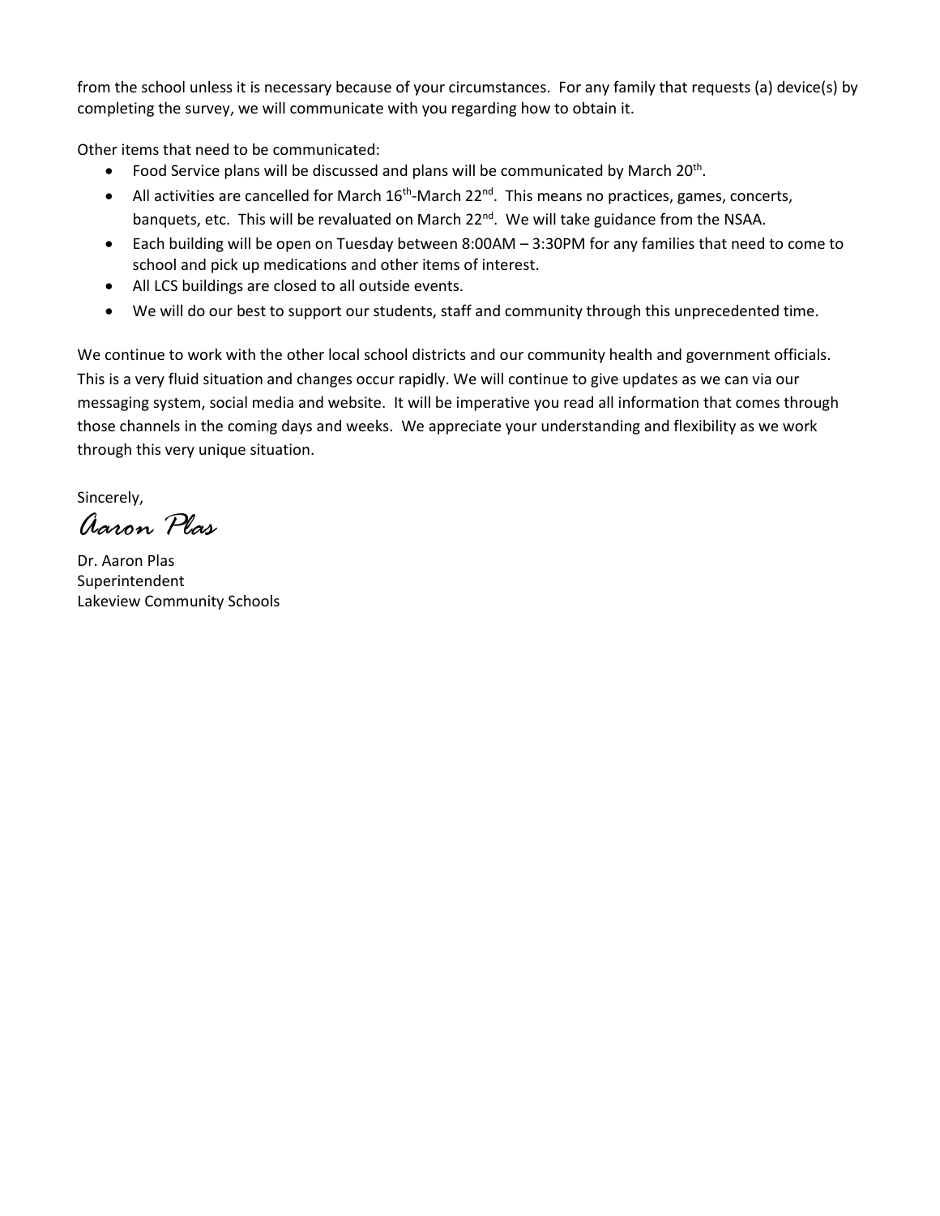from the school unless it is necessary because of your circumstances. For any family that requests (a) device(s) by completing the survey, we will communicate with you regarding how to obtain it.

Other items that need to be communicated:

- Food Service plans will be discussed and plans will be communicated by March 20th.
- All activities are cancelled for March 16th-March 22nd. This means no practices, games, concerts, banquets, etc. This will be revaluated on March 22nd. We will take guidance from the NSAA.
- Each building will be open on Tuesday between 8:00AM – 3:30PM for any families that need to come to school and pick up medications and other items of interest.
- All LCS buildings are closed to all outside events.
- We will do our best to support our students, staff and community through this unprecedented time.

We continue to work with the other local school districts and our community health and government officials. This is a very fluid situation and changes occur rapidly. We will continue to give updates as we can via our messaging system, social media and website. It will be imperative you read all information that comes through those channels in the coming days and weeks. We appreciate your understanding and flexibility as we work through this very unique situation.

Sincerely,

*Aaron Plas*

Dr. Aaron Plas
Superintendent
Lakeview Community Schools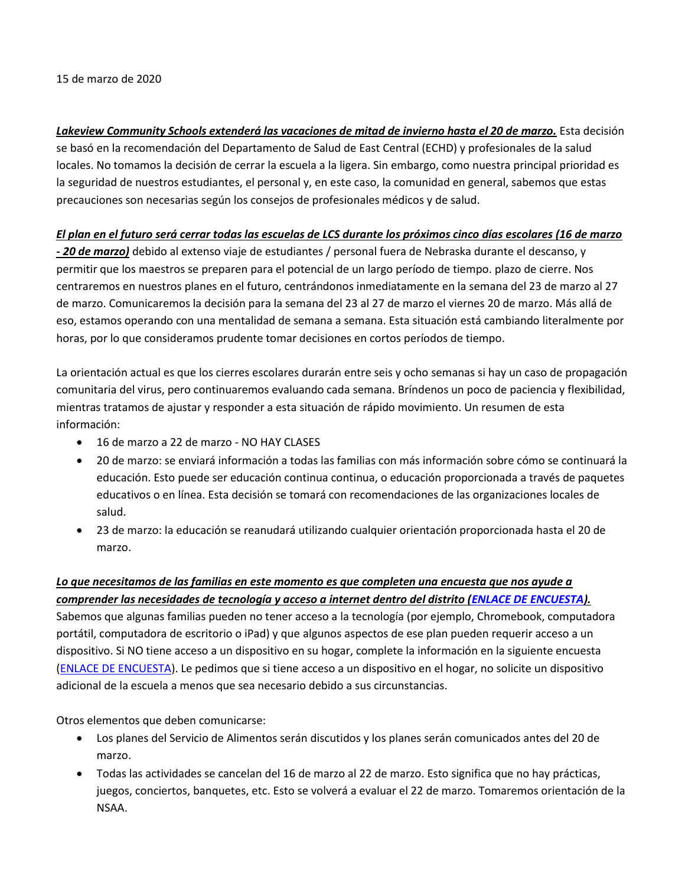15 de marzo de 2020

***<u>Lakeview Community Schools extenderá las vacaciones de mitad de invierno hasta el 20 de marzo.</u>*** Esta decisión se basó en la recomendación del Departamento de Salud de East Central (ECHD) y profesionales de la salud locales. No tomamos la decisión de cerrar la escuela a la ligera. Sin embargo, como nuestra principal prioridad es la seguridad de nuestros estudiantes, el personal y, en este caso, la comunidad en general, sabemos que estas precauciones son necesarias según los consejos de profesionales médicos y de salud.

***<u>El plan en el futuro será cerrar todas las escuelas de LCS durante los próximos cinco días escolares (16 de marzo - 20 de marzo)</u>*** debido al extenso viaje de estudiantes / personal fuera de Nebraska durante el descanso, y permitir que los maestros se preparen para el potencial de un largo período de tiempo. plazo de cierre. Nos centraremos en nuestros planes en el futuro, centrándonos inmediatamente en la semana del 23 de marzo al 27 de marzo. Comunicaremos la decisión para la semana del 23 al 27 de marzo el viernes 20 de marzo. Más allá de eso, estamos operando con una mentalidad de semana a semana. Esta situación está cambiando literalmente por horas, por lo que consideramos prudente tomar decisiones en cortos períodos de tiempo.

La orientación actual es que los cierres escolares durarán entre seis y ocho semanas si hay un caso de propagación comunitaria del virus, pero continuaremos evaluando cada semana. Bríndenos un poco de paciencia y flexibilidad, mientras tratamos de ajustar y responder a esta situación de rápido movimiento. Un resumen de esta información:

- 16 de marzo a 22 de marzo - NO HAY CLASES
- 20 de marzo: se enviará información a todas las familias con más información sobre cómo se continuará la educación. Esto puede ser educación continua continua, o educación proporcionada a través de paquetes educativos o en línea. Esta decisión se tomará con recomendaciones de las organizaciones locales de salud.
- 23 de marzo: la educación se reanudará utilizando cualquier orientación proporcionada hasta el 20 de marzo.

***<u>Lo que necesitamos de las familias en este momento es que completen una encuesta que nos ayude a comprender las necesidades de tecnología y acceso a internet dentro del distrito (ENLACE DE ENCUESTA).</u>*** Sabemos que algunas familias pueden no tener acceso a la tecnología (por ejemplo, Chromebook, computadora portátil, computadora de escritorio o iPad) y que algunos aspectos de ese plan pueden requerir acceso a un dispositivo. Si NO tiene acceso a un dispositivo en su hogar, complete la información en la siguiente encuesta (ENLACE DE ENCUESTA). Le pedimos que si tiene acceso a un dispositivo en el hogar, no solicite un dispositivo adicional de la escuela a menos que sea necesario debido a sus circunstancias.

Otros elementos que deben comunicarse:

- Los planes del Servicio de Alimentos serán discutidos y los planes serán comunicados antes del 20 de marzo.
- Todas las actividades se cancelan del 16 de marzo al 22 de marzo. Esto significa que no hay prácticas, juegos, conciertos, banquetes, etc. Esto se volverá a evaluar el 22 de marzo. Tomaremos orientación de la NSAA.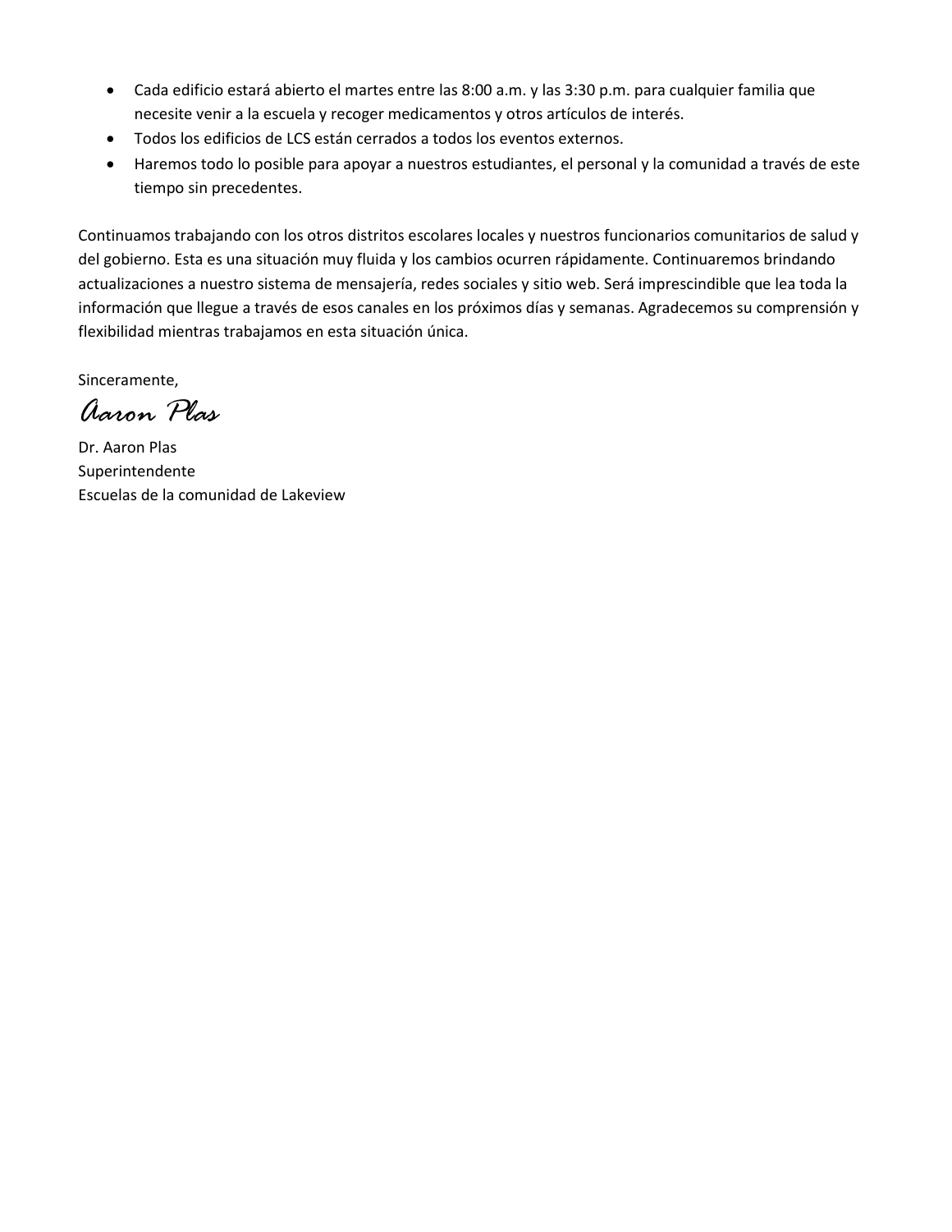- Cada edificio estará abierto el martes entre las 8:00 a.m. y las 3:30 p.m. para cualquier familia que necesite venir a la escuela y recoger medicamentos y otros artículos de interés.
- Todos los edificios de LCS están cerrados a todos los eventos externos.
- Haremos todo lo posible para apoyar a nuestros estudiantes, el personal y la comunidad a través de este tiempo sin precedentes.

Continuamos trabajando con los otros distritos escolares locales y nuestros funcionarios comunitarios de salud y del gobierno. Esta es una situación muy fluida y los cambios ocurren rápidamente. Continuaremos brindando actualizaciones a nuestro sistema de mensajería, redes sociales y sitio web. Será imprescindible que lea toda la información que llegue a través de esos canales en los próximos días y semanas. Agradecemos su comprensión y flexibilidad mientras trabajamos en esta situación única.

Sinceramente,

*Aaron Plas*

Dr. Aaron Plas
Superintendente
Escuelas de la comunidad de Lakeview